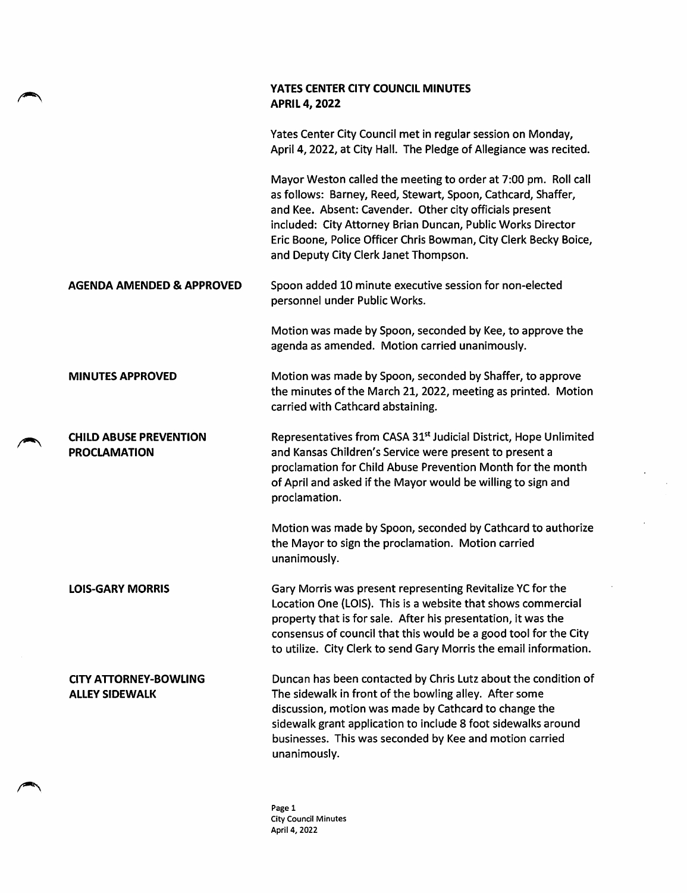# YATES CENTER CITY COUNCIL MINUTES
## APRIL 4, 2022

Yates Center City Council met in regular session on Monday, April 4, 2022, at City Hall. The Pledge of Allegiance was recited.

Mayor Weston called the meeting to order at 7:00 pm. Roll call as follows: Barney, Reed, Stewart, Spoon, Cathcard, Shaffer, and Kee. Absent: Cavender. Other city officials present included: City Attorney Brian Duncan, Public Works Director Eric Boone, Police Officer Chris Bowman, City Clerk Becky Boice, and Deputy City Clerk Janet Thompson.

**AGENDA AMENDED & APPROVED**

Spoon added 10 minute executive session for non-elected personnel under Public Works.

Motion was made by Spoon, seconded by Kee, to approve the agenda as amended. Motion carried unanimously.

**MINUTES APPROVED**

Motion was made by Spoon, seconded by Shaffer, to approve the minutes of the March 21, 2022, meeting as printed. Motion carried with Cathcard abstaining.

**CHILD ABUSE PREVENTION PROCLAMATION**

Representatives from CASA 31st Judicial District, Hope Unlimited and Kansas Children's Service were present to present a proclamation for Child Abuse Prevention Month for the month of April and asked if the Mayor would be willing to sign and proclamation.

Motion was made by Spoon, seconded by Cathcard to authorize the Mayor to sign the proclamation. Motion carried unanimously.

**LOIS-GARY MORRIS**

Gary Morris was present representing Revitalize YC for the Location One (LOIS). This is a website that shows commercial property that is for sale. After his presentation, it was the consensus of council that this would be a good tool for the City to utilize. City Clerk to send Gary Morris the email information.

**CITY ATTORNEY-BOWLING ALLEY SIDEWALK**

Duncan has been contacted by Chris Lutz about the condition of The sidewalk in front of the bowling alley. After some discussion, motion was made by Cathcard to change the sidewalk grant application to include 8 foot sidewalks around businesses. This was seconded by Kee and motion carried unanimously.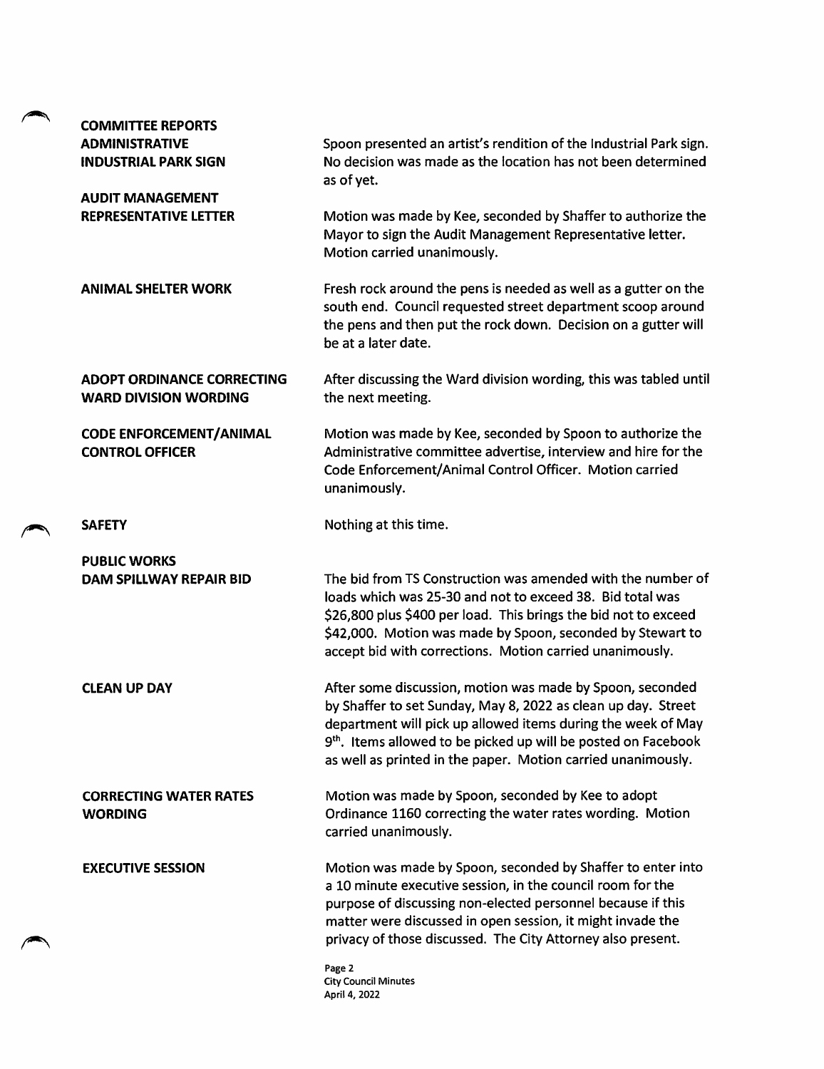**COMMITTEE REPORTS**

**ADMINISTRATIVE**

**INDUSTRIAL PARK SIGN**

Spoon presented an artist's rendition of the Industrial Park sign. No decision was made as the location has not been determined as of yet.

**AUDIT MANAGEMENT REPRESENTATIVE LETTER**

Motion was made by Kee, seconded by Shaffer to authorize the Mayor to sign the Audit Management Representative letter. Motion carried unanimously.

**ANIMAL SHELTER WORK**

Fresh rock around the pens is needed as well as a gutter on the south end. Council requested street department scoop around the pens and then put the rock down. Decision on a gutter will be at a later date.

**ADOPT ORDINANCE CORRECTING WARD DIVISION WORDING**

After discussing the Ward division wording, this was tabled until the next meeting.

**CODE ENFORCEMENT/ANIMAL CONTROL OFFICER**

Motion was made by Kee, seconded by Spoon to authorize the Administrative committee advertise, interview and hire for the Code Enforcement/Animal Control Officer. Motion carried unanimously.

**SAFETY**

Nothing at this time.

**PUBLIC WORKS**

**DAM SPILLWAY REPAIR BID**

The bid from TS Construction was amended with the number of loads which was 25-30 and not to exceed 38. Bid total was $26,800 plus $400 per load. This brings the bid not to exceed $42,000. Motion was made by Spoon, seconded by Stewart to accept bid with corrections. Motion carried unanimously.

**CLEAN UP DAY**

After some discussion, motion was made by Spoon, seconded by Shaffer to set Sunday, May 8, 2022 as clean up day. Street department will pick up allowed items during the week of May 9th. Items allowed to be picked up will be posted on Facebook as well as printed in the paper. Motion carried unanimously.

**CORRECTING WATER RATES WORDING**

Motion was made by Spoon, seconded by Kee to adopt Ordinance 1160 correcting the water rates wording. Motion carried unanimously.

**EXECUTIVE SESSION**

Motion was made by Spoon, seconded by Shaffer to enter into a 10 minute executive session, in the council room for the purpose of discussing non-elected personnel because if this matter were discussed in open session, it might invade the privacy of those discussed. The City Attorney also present.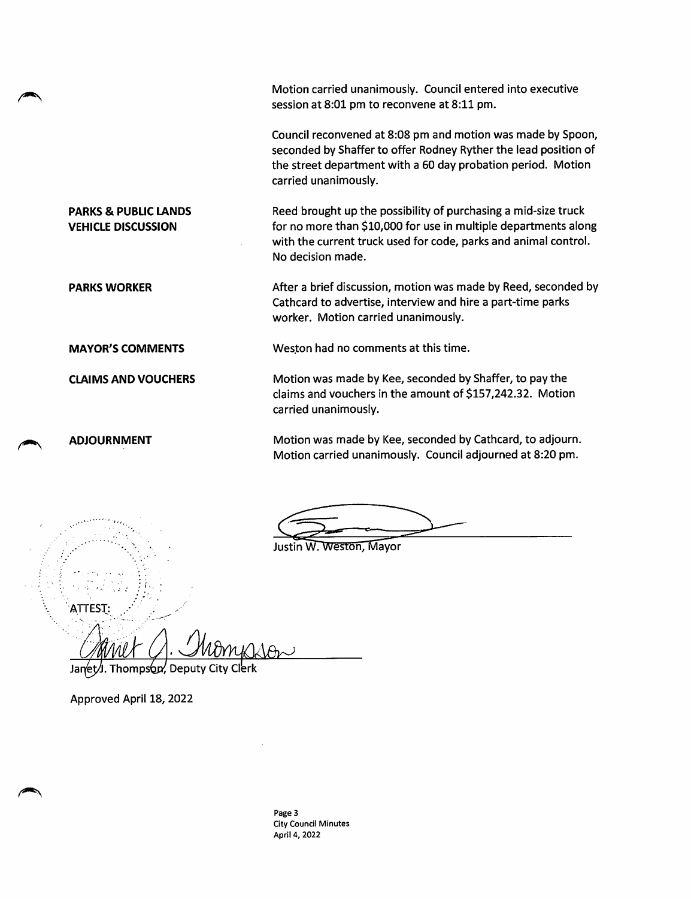Motion carried unanimously. Council entered into executive session at 8:01 pm to reconvene at 8:11 pm.

Council reconvened at 8:08 pm and motion was made by Spoon, seconded by Shaffer to offer Rodney Ryther the lead position of the street department with a 60 day probation period. Motion carried unanimously.

**PARKS & PUBLIC LANDS VEHICLE DISCUSSION**

Reed brought up the possibility of purchasing a mid-size truck for no more than $10,000 for use in multiple departments along with the current truck used for code, parks and animal control. No decision made.

**PARKS WORKER**

After a brief discussion, motion was made by Reed, seconded by Cathcard to advertise, interview and hire a part-time parks worker. Motion carried unanimously.

**MAYOR'S COMMENTS**

Weston had no comments at this time.

**CLAIMS AND VOUCHERS**

Motion was made by Kee, seconded by Shaffer, to pay the claims and vouchers in the amount of $157,242.32. Motion carried unanimously.

**ADJOURNMENT**

Motion was made by Kee, seconded by Cathcard, to adjourn. Motion carried unanimously. Council adjourned at 8:20 pm.

Justin W. Weston, Mayor

ATTEST:

Janet J. Thompson, Deputy City Clerk

Approved April 18, 2022